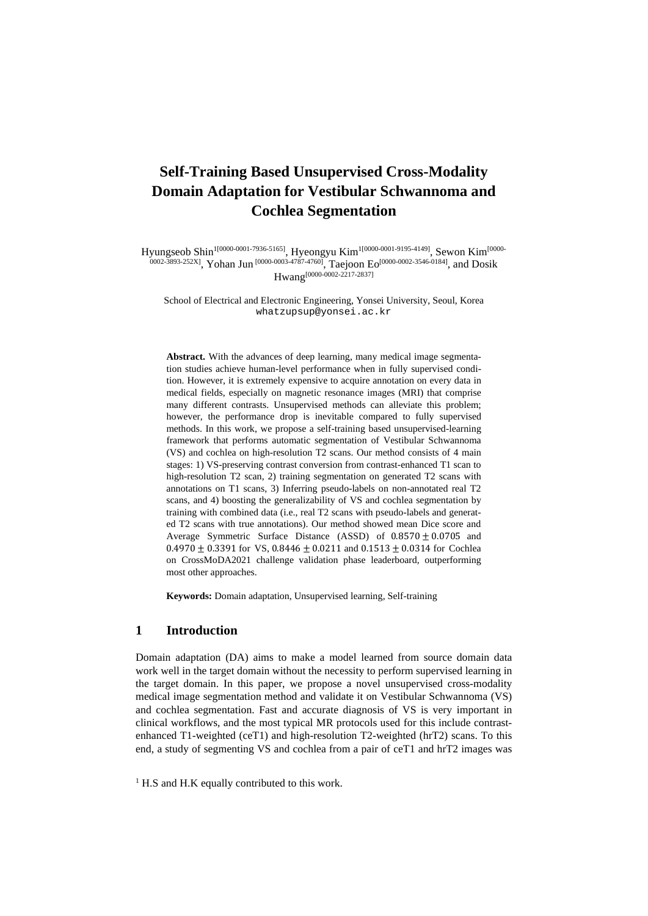# Self-Training Based Unsupervised Cross-Modality Domain Adaptation for Vestibular Schwannoma and Cochlea Segmentation

Hyungseob Shin[1][0000-0001-7936-5165], Hyeongyu Kim[1][0000-0001-9195-4149], Sewon Kim[0000-0002-3893-252X], Yohan Jun [0000-0003-4787-4760], Taejoon Eo[0000-0002-3546-0184], and Dosik Hwang[0000-0002-2217-2837]

School of Electrical and Electronic Engineering, Yonsei University, Seoul, Korea
whatzupsup@yonsei.ac.kr

**Abstract.** With the advances of deep learning, many medical image segmentation studies achieve human-level performance when in fully supervised condition. However, it is extremely expensive to acquire annotation on every data in medical fields, especially on magnetic resonance images (MRI) that comprise many different contrasts. Unsupervised methods can alleviate this problem; however, the performance drop is inevitable compared to fully supervised methods. In this work, we propose a self-training based unsupervised-learning framework that performs automatic segmentation of Vestibular Schwannoma (VS) and cochlea on high-resolution T2 scans. Our method consists of 4 main stages: 1) VS-preserving contrast conversion from contrast-enhanced T1 scan to high-resolution T2 scan, 2) training segmentation on generated T2 scans with annotations on T1 scans, 3) Inferring pseudo-labels on non-annotated real T2 scans, and 4) boosting the generalizability of VS and cochlea segmentation by training with combined data (i.e., real T2 scans with pseudo-labels and generated T2 scans with true annotations). Our method showed mean Dice score and Average Symmetric Surface Distance (ASSD) of $0.8570 \pm 0.0705$ and $0.4970 \pm 0.3391$ for VS, $0.8446 \pm 0.0211$ and $0.1513 \pm 0.0314$ for Cochlea on CrossMoDA2021 challenge validation phase leaderboard, outperforming most other approaches.

**Keywords:** Domain adaptation, Unsupervised learning, Self-training

## 1 Introduction

Domain adaptation (DA) aims to make a model learned from source domain data work well in the target domain without the necessity to perform supervised learning in the target domain. In this paper, we propose a novel unsupervised cross-modality medical image segmentation method and validate it on Vestibular Schwannoma (VS) and cochlea segmentation. Fast and accurate diagnosis of VS is very important in clinical workflows, and the most typical MR protocols used for this include contrast-enhanced T1-weighted (ceT1) and high-resolution T2-weighted (hrT2) scans. To this end, a study of segmenting VS and cochlea from a pair of ceT1 and hrT2 images was

[1] H.S and H.K equally contributed to this work.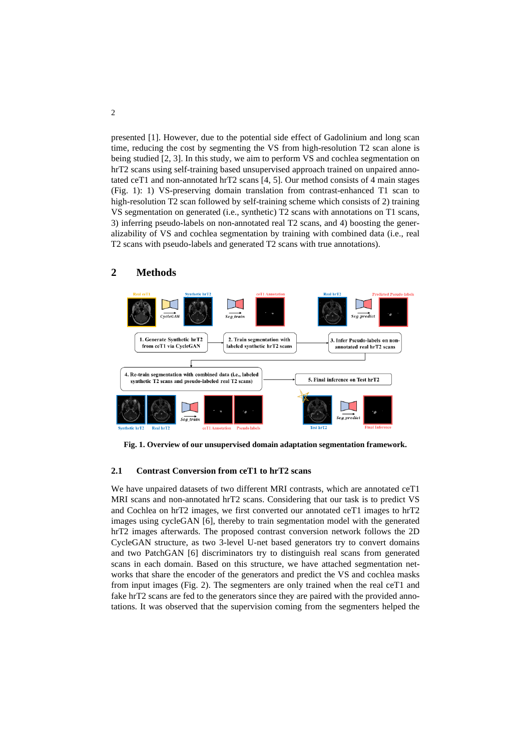presented [1]. However, due to the potential side effect of Gadolinium and long scan time, reducing the cost by segmenting the VS from high-resolution T2 scan alone is being studied [2, 3]. In this study, we aim to perform VS and cochlea segmentation on hrT2 scans using self-training based unsupervised approach trained on unpaired annotated ceT1 and non-annotated hrT2 scans [4, 5]. Our method consists of 4 main stages (Fig. 1): 1) VS-preserving domain translation from contrast-enhanced T1 scan to high-resolution T2 scan followed by self-training scheme which consists of 2) training VS segmentation on generated (i.e., synthetic) T2 scans with annotations on T1 scans, 3) inferring pseudo-labels on non-annotated real T2 scans, and 4) boosting the generalizability of VS and cochlea segmentation by training with combined data (i.e., real T2 scans with pseudo-labels and generated T2 scans with true annotations).

## 2 Methods

Real ceT1
CycleGAN
Synthetic hrT2
Seg_train
ceT1 Annotation
Real hrT2
Seg_predict
Predicted Pseudo-labels

1. Generate Synthetic hrT2 from ceT1 via CycleGAN
2. Train segmentation with labeled synthetic hrT2 scans
3. Infer Pseudo-labels on non-annotated real hrT2 scans
4. Re-train segmentation with combined data (i.e., labeled synthetic T2 scans and pseudo-labeled real T2 scans)
5. Final inference on Test hrT2

Synthetic hrT2
Real hrT2
Seg_train
ceT1 Annotation
Pseudo labels
Test hrT2
Seg_predict
Final Inference

**Fig. 1. Overview of our unsupervised domain adaptation segmentation framework.**

### 2.1 Contrast Conversion from ceT1 to hrT2 scans

We have unpaired datasets of two different MRI contrasts, which are annotated ceT1 MRI scans and non-annotated hrT2 scans. Considering that our task is to predict VS and Cochlea on hrT2 images, we first converted our annotated ceT1 images to hrT2 images using cycleGAN [6], thereby to train segmentation model with the generated hrT2 images afterwards. The proposed contrast conversion network follows the 2D CycleGAN structure, as two 3-level U-net based generators try to convert domains and two PatchGAN [6] discriminators try to distinguish real scans from generated scans in each domain. Based on this structure, we have attached segmentation networks that share the encoder of the generators and predict the VS and cochlea masks from input images (Fig. 2). The segmenters are only trained when the real ceT1 and fake hrT2 scans are fed to the generators since they are paired with the provided annotations. It was observed that the supervision coming from the segmenters helped the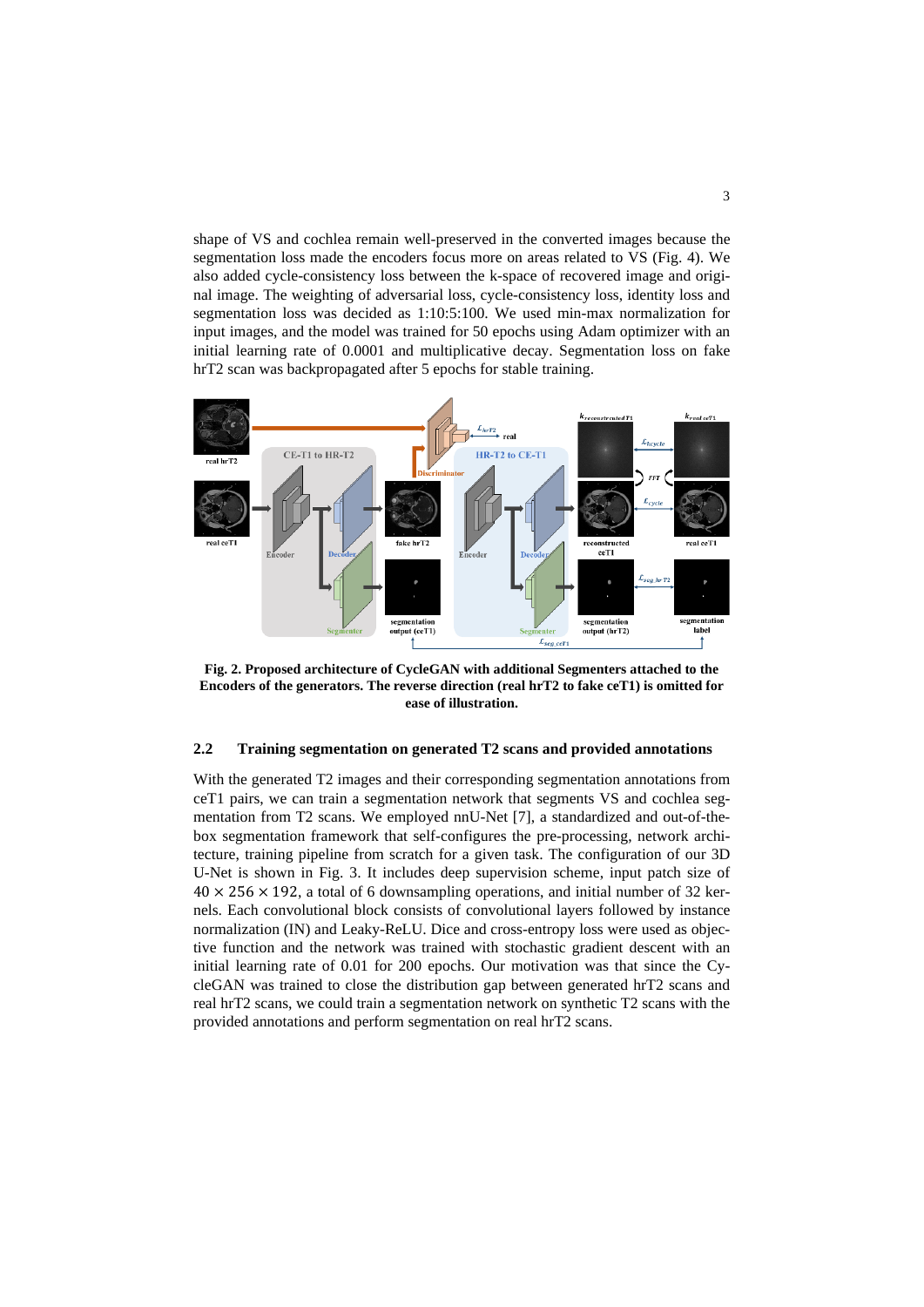shape of VS and cochlea remain well-preserved in the converted images because the segmentation loss made the encoders focus more on areas related to VS (Fig. 4). We also added cycle-consistency loss between the k-space of recovered image and original image. The weighting of adversarial loss, cycle-consistency loss, identity loss and segmentation loss was decided as 1:10:5:100. We used min-max normalization for input images, and the model was trained for 50 epochs using Adam optimizer with an initial learning rate of 0.0001 and multiplicative decay. Segmentation loss on fake hrT2 scan was backpropagated after 5 epochs for stable training.

**Fig. 2. Proposed architecture of CycleGAN with additional Segmenters attached to the Encoders of the generators. The reverse direction (real hrT2 to fake ceT1) is omitted for ease of illustration.**

## 2.2 Training segmentation on generated T2 scans and provided annotations

With the generated T2 images and their corresponding segmentation annotations from ceT1 pairs, we can train a segmentation network that segments VS and cochlea segmentation from T2 scans. We employed nnU-Net [7], a standardized and out-of-the-box segmentation framework that self-configures the pre-processing, network architecture, training pipeline from scratch for a given task. The configuration of our 3D U-Net is shown in Fig. 3. It includes deep supervision scheme, input patch size of $40 \times 256 \times 192$, a total of 6 downsampling operations, and initial number of 32 kernels. Each convolutional block consists of convolutional layers followed by instance normalization (IN) and Leaky-ReLU. Dice and cross-entropy loss were used as objective function and the network was trained with stochastic gradient descent with an initial learning rate of 0.01 for 200 epochs. Our motivation was that since the CycleGAN was trained to close the distribution gap between generated hrT2 scans and real hrT2 scans, we could train a segmentation network with synthetic T2 scans with the provided annotations and perform segmentation on real hrT2 scans.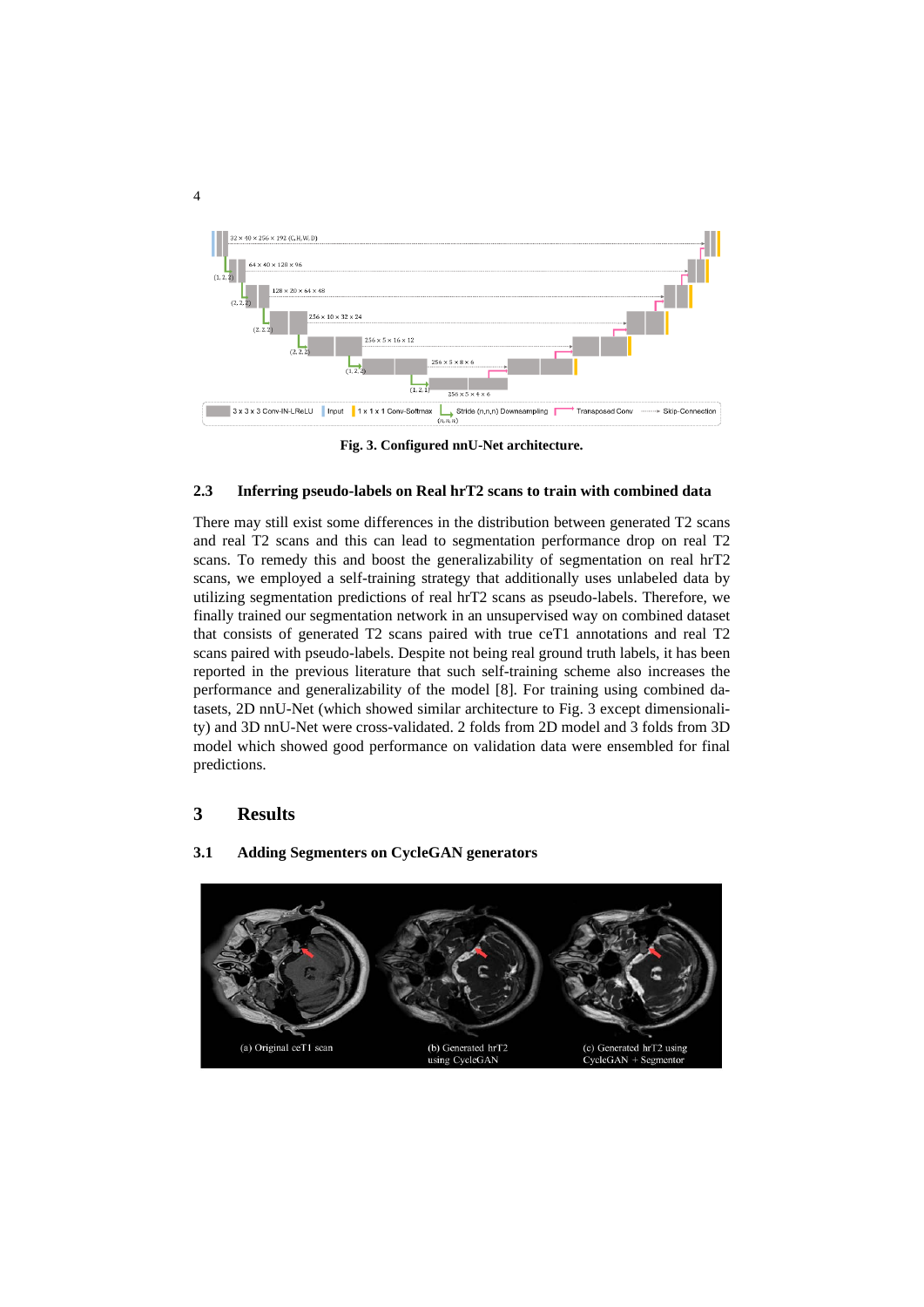32 × 40 × 256 × 192 (C,H,W,D)

64 × 40 × 128 × 96

128 × 20 × 64 × 48

256 × 10 × 32 × 24

256 × 5 × 16 × 12

256 × 5 × 8 × 6

256 × 5 × 4 × 6

(1, 2, 2)

(2, 2, 2)

(2, 2, 2)

(2, 2, 2)

(1, 2, 2)

(1, 2, 1)

3 x 3 x 3 Conv-IN-LReLU | Input | 1 x 1 x 1 Conv-Softmax | Stride (n,n,n) Downsampling (n, n, n) | Transposed Conv | Skip-Connection

**Fig. 3. Configured nnU-Net architecture.**

### 2.3 Inferring pseudo-labels on Real hrT2 scans to train with combined data

There may still exist some differences in the distribution between generated T2 scans and real T2 scans and this can lead to segmentation performance drop on real T2 scans. To remedy this and boost the generalizability of segmentation on real hrT2 scans, we employed a self-training strategy that additionally uses unlabeled data by utilizing segmentation predictions of real hrT2 scans as pseudo-labels. Therefore, we finally trained our segmentation network in an unsupervised way on combined dataset that consists of generated T2 scans paired with true ceT1 annotations and real T2 scans paired with pseudo-labels. Despite not being real ground truth labels, it has been reported in the previous literature that such self-training scheme also increases the performance and generalizability of the model [8]. For training using combined datasets, 2D nnU-Net (which showed similar architecture to Fig. 3 except dimensionality) and 3D nnU-Net were cross-validated. 2 folds from 2D model and 3 folds from 3D model which showed good performance on validation data were ensembled for final predictions.

## 3 Results

### 3.1 Adding Segmenters on CycleGAN generators

(a) Original ceT1 scan

(b) Generated hrT2 using CycleGAN

(c) Generated hrT2 using CycleGAN + Segmentor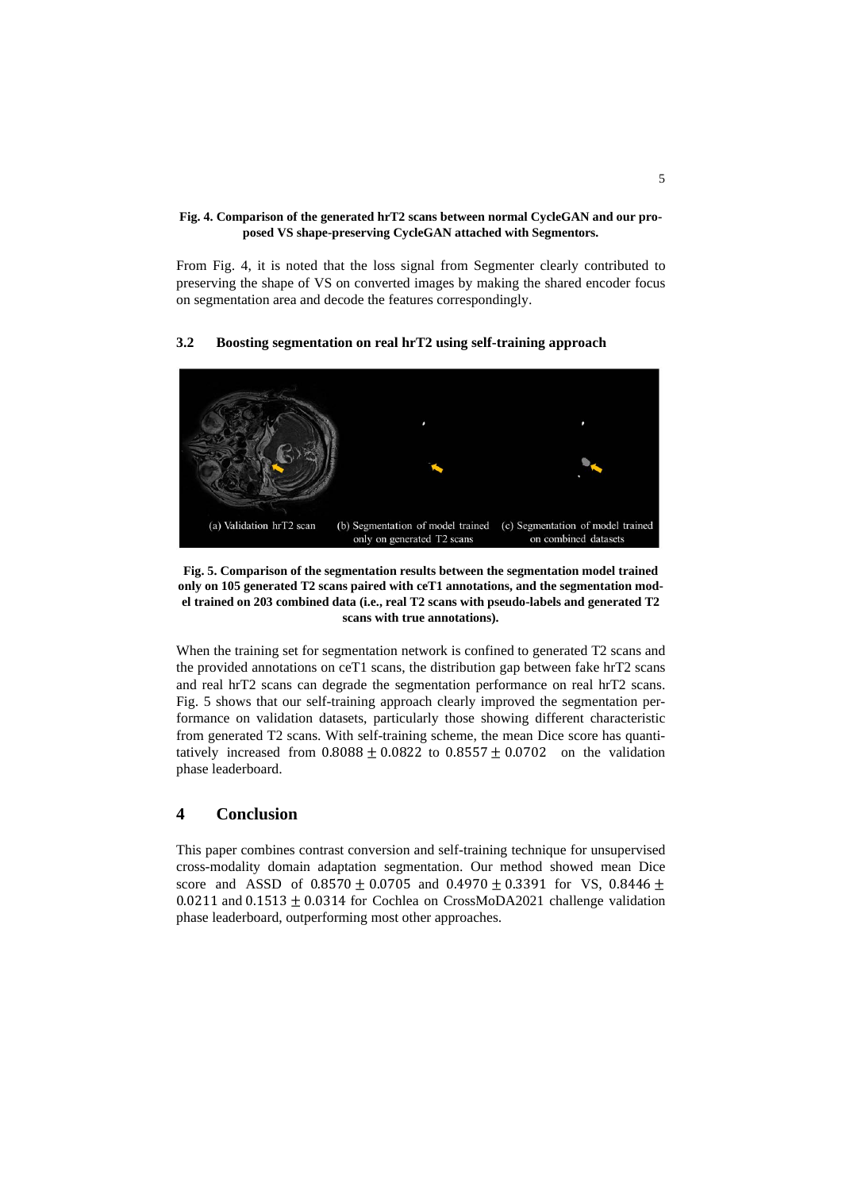**Fig. 4. Comparison of the generated hrT2 scans between normal CycleGAN and our proposed VS shape-preserving CycleGAN attached with Segmentors.**

From Fig. 4, it is noted that the loss signal from Segmenter clearly contributed to preserving the shape of VS on converted images by making the shared encoder focus on segmentation area and decode the features correspondingly.

### 3.2 Boosting segmentation on real hrT2 using self-training approach

(a) Validation hrT2 scan

(b) Segmentation of model trained only on generated T2 scans

(c) Segmentation of model trained on combined datasets

**Fig. 5. Comparison of the segmentation results between the segmentation model trained only on 105 generated T2 scans paired with ceT1 annotations, and the segmentation model trained on 203 combined data (i.e., real T2 scans with pseudo-labels and generated T2 scans with true annotations).**

When the training set for segmentation network is confined to generated T2 scans and the provided annotations on ceT1 scans, the distribution gap between fake hrT2 scans and real hrT2 scans can degrade the segmentation performance on real hrT2 scans. Fig. 5 shows that our self-training approach clearly improved the segmentation performance on validation datasets, particularly those showing different characteristic from generated T2 scans. With self-training scheme, the mean Dice score has quantitatively increased from $0.8088 \pm 0.0822$ to $0.8557 \pm 0.0702$ on the validation phase leaderboard.

## 4 Conclusion

This paper combines contrast conversion and self-training technique for unsupervised cross-modality domain adaptation segmentation. Our method showed mean Dice score and ASSD of $0.8570 \pm 0.0705$ and $0.4970 \pm 0.3391$ for VS, $0.8446 \pm 0.0211$ and $0.1513 \pm 0.0314$ for Cochlea on CrossMoDA2021 challenge validation phase leaderboard, outperforming most other approaches.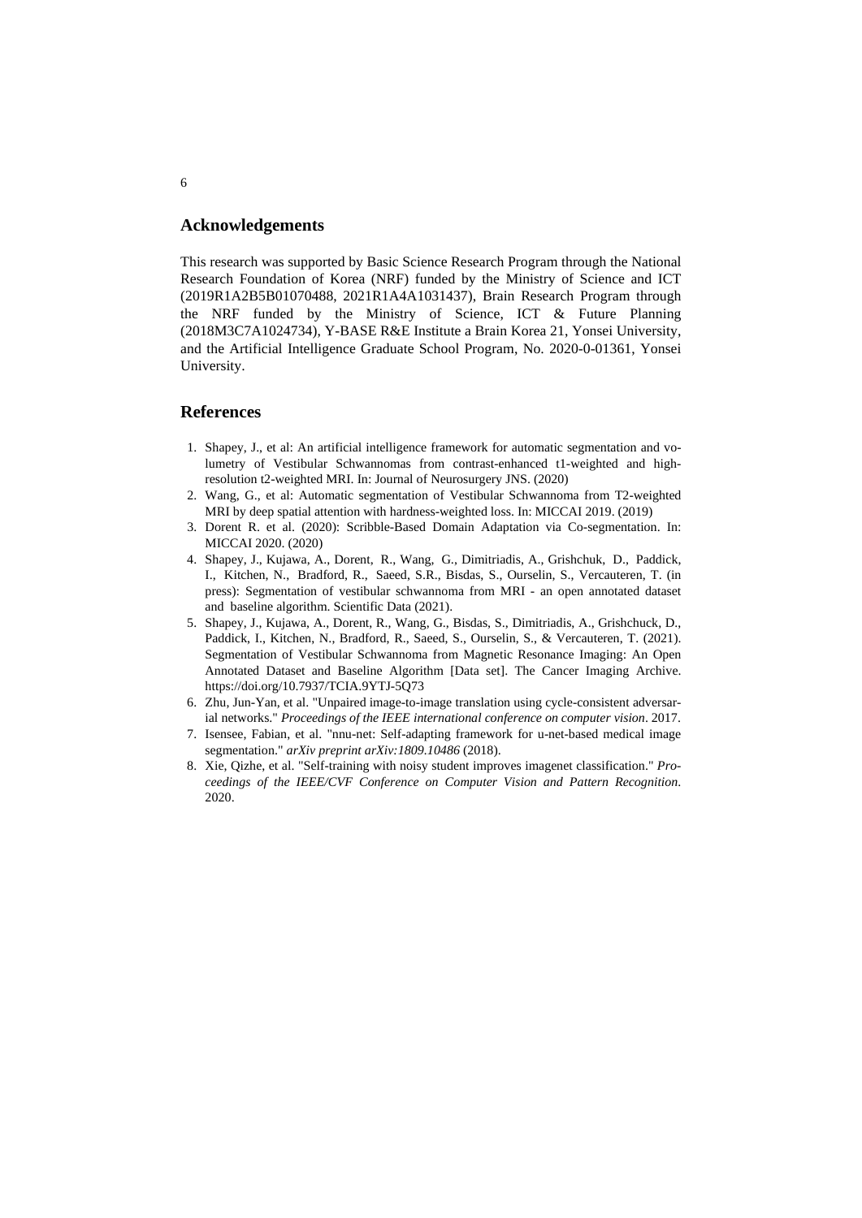## Acknowledgements

This research was supported by Basic Science Research Program through the National Research Foundation of Korea (NRF) funded by the Ministry of Science and ICT (2019R1A2B5B01070488, 2021R1A4A1031437), Brain Research Program through the NRF funded by the Ministry of Science, ICT & Future Planning (2018M3C7A1024734), Y-BASE R&E Institute a Brain Korea 21, Yonsei University, and the Artificial Intelligence Graduate School Program, No. 2020-0-01361, Yonsei University.

## References

1. Shapey, J., et al: An artificial intelligence framework for automatic segmentation and volumetry of Vestibular Schwannomas from contrast-enhanced t1-weighted and high-resolution t2-weighted MRI. In: Journal of Neurosurgery JNS. (2020)
2. Wang, G., et al: Automatic segmentation of Vestibular Schwannoma from T2-weighted MRI by deep spatial attention with hardness-weighted loss. In: MICCAI 2019. (2019)
3. Dorent R. et al. (2020): Scribble-Based Domain Adaptation via Co-segmentation. In: MICCAI 2020. (2020)
4. Shapey, J., Kujawa, A., Dorent, R., Wang, G., Dimitriadis, A., Grishchuk, D., Paddick, I., Kitchen, N., Bradford, R., Saeed, S.R., Bisdas, S., Ourselin, S., Vercauteren, T. (in press): Segmentation of vestibular schwannoma from MRI - an open annotated dataset and baseline algorithm. Scientific Data (2021).
5. Shapey, J., Kujawa, A., Dorent, R., Wang, G., Bisdas, S., Dimitriadis, A., Grishchuck, D., Paddick, I., Kitchen, N., Bradford, R., Saeed, S., Ourselin, S., & Vercauteren, T. (2021). Segmentation of Vestibular Schwannoma from Magnetic Resonance Imaging: An Open Annotated Dataset and Baseline Algorithm [Data set]. The Cancer Imaging Archive. https://doi.org/10.7937/TCIA.9YTJ-5Q73
6. Zhu, Jun-Yan, et al. "Unpaired image-to-image translation using cycle-consistent adversarial networks." *Proceedings of the IEEE international conference on computer vision*. 2017.
7. Isensee, Fabian, et al. "nnu-net: Self-adapting framework for u-net-based medical image segmentation." *arXiv preprint arXiv:1809.10486* (2018).
8. Xie, Qizhe, et al. "Self-training with noisy student improves imagenet classification." *Proceedings of the IEEE/CVF Conference on Computer Vision and Pattern Recognition*. 2020.